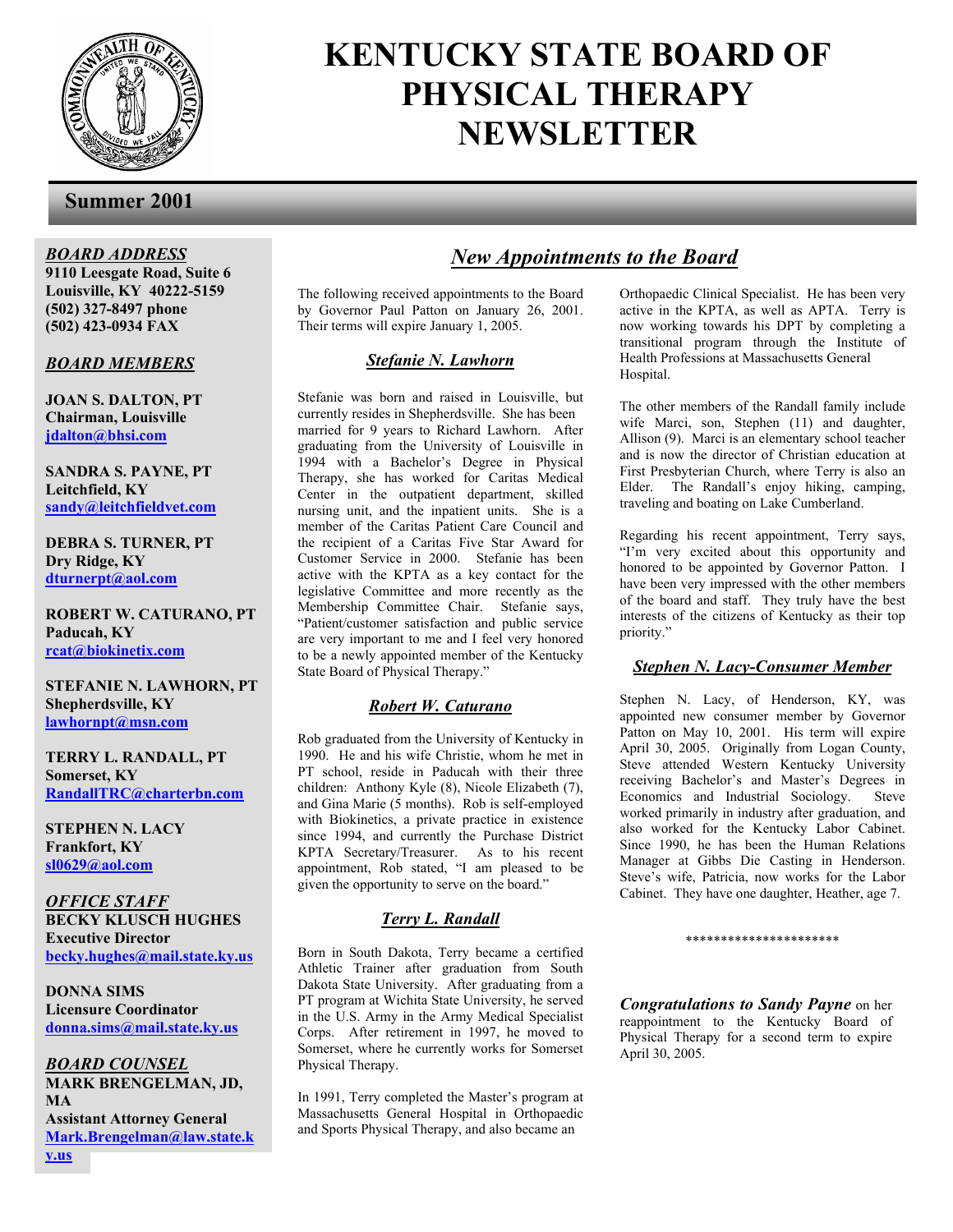# KENTUCKY STATE BOARD OF PHYSICAL THERAPY NEWSLETTER

## Summer 2001

***BOARD ADDRESS***
**9110 Leesgate Road, Suite 6**
**Louisville, KY 40222-5159**
**(502) 327-8497 phone**
**(502) 423-0934 FAX**

***BOARD MEMBERS***

**JOAN S. DALTON, PT**
**Chairman, Louisville**
**jdalton@bhsi.com**

**SANDRA S. PAYNE, PT**
**Leitchfield, KY**
**sandy@leitchfieldvet.com**

**DEBRA S. TURNER, PT**
**Dry Ridge, KY**
**dturnerpt@aol.com**

**ROBERT W. CATURANO, PT**
**Paducah, KY**
**rcat@biokinetix.com**

**STEFANIE N. LAWHORN, PT**
**Shepherdsville, KY**
**lawhornpt@msn.com**

**TERRY L. RANDALL, PT**
**Somerset, KY**
**RandallTRC@charterbn.com**

**STEPHEN N. LACY**
**Frankfort, KY**
**sl0629@aol.com**

***OFFICE STAFF***
**BECKY KLUSCH HUGHES**
**Executive Director**
**becky.hughes@mail.state.ky.us**

**DONNA SIMS**
**Licensure Coordinator**
**donna.sims@mail.state.ky.us**

***BOARD COUNSEL***
**MARK BRENGELMAN, JD, MA**
**Assistant Attorney General**
**Mark.Brengelman@law.state.ky.us**

## *New Appointments to the Board*

The following received appointments to the Board by Governor Paul Patton on January 26, 2001. Their terms will expire January 1, 2005.

### *Stefanie N. Lawhorn*

Stefanie was born and raised in Louisville, but currently resides in Shepherdsville. She has been married for 9 years to Richard Lawhorn. After graduating from the University of Louisville in 1994 with a Bachelor's Degree in Physical Therapy, she has worked for Caritas Medical Center in the outpatient department, skilled nursing unit, and the inpatient units. She is a member of the Caritas Patient Care Council and the recipient of a Caritas Five Star Award for Customer Service in 2000. Stefanie has been active with the KPTA as a key contact for the legislative Committee and more recently as the Membership Committee Chair. Stefanie says, "Patient/customer satisfaction and public service are very important to me and I feel very honored to be a newly appointed member of the Kentucky State Board of Physical Therapy."

### *Robert W. Caturano*

Rob graduated from the University of Kentucky in 1990. He and his wife Christie, whom he met in PT school, reside in Paducah with their three children: Anthony Kyle (8), Nicole Elizabeth (7), and Gina Marie (5 months). Rob is self-employed with Biokinetics, a private practice in existence since 1994, and currently the Purchase District KPTA Secretary/Treasurer. As to his recent appointment, Rob stated, "I am pleased to be given the opportunity to serve on the board."

### *Terry L. Randall*

Born in South Dakota, Terry became a certified Athletic Trainer after graduation from South Dakota State University. After graduating from a PT program at Wichita State University, he served in the U.S. Army in the Army Medical Specialist Corps. After retirement in 1997, he moved to Somerset, where he currently works for Somerset Physical Therapy.

In 1991, Terry completed the Master's program at Massachusetts General Hospital in Orthopaedic and Sports Physical Therapy, and also became an Orthopaedic Clinical Specialist. He has been very active in the KPTA, as well as APTA. Terry is now working towards his DPT by completing a transitional program through the Institute of Health Professions at Massachusetts General Hospital.

The other members of the Randall family include wife Marci, son, Stephen (11) and daughter, Allison (9). Marci is an elementary school teacher and is now the director of Christian education at First Presbyterian Church, where Terry is also an Elder. The Randall's enjoy hiking, camping, traveling and boating on Lake Cumberland.

Regarding his recent appointment, Terry says, "I'm very excited about this opportunity and honored to be appointed by Governor Patton. I have been very impressed with the other members of the board and staff. They truly have the best interests of the citizens of Kentucky as their top priority."

### *Stephen N. Lacy-Consumer Member*

Stephen N. Lacy, of Henderson, KY, was appointed new consumer member by Governor Patton on May 10, 2001. His term will expire April 30, 2005. Originally from Logan County, Steve attended Western Kentucky University receiving Bachelor's and Master's Degrees in Economics and Industrial Sociology. Steve worked primarily in industry after graduation, and also worked for the Kentucky Labor Cabinet. Since 1990, he has been the Human Relations Manager at Gibbs Die Casting in Henderson. Steve's wife, Patricia, now works for the Labor Cabinet. They have one daughter, Heather, age 7.

**********************

***Congratulations to Sandy Payne*** on her reappointment to the Kentucky Board of Physical Therapy for a second term to expire April 30, 2005.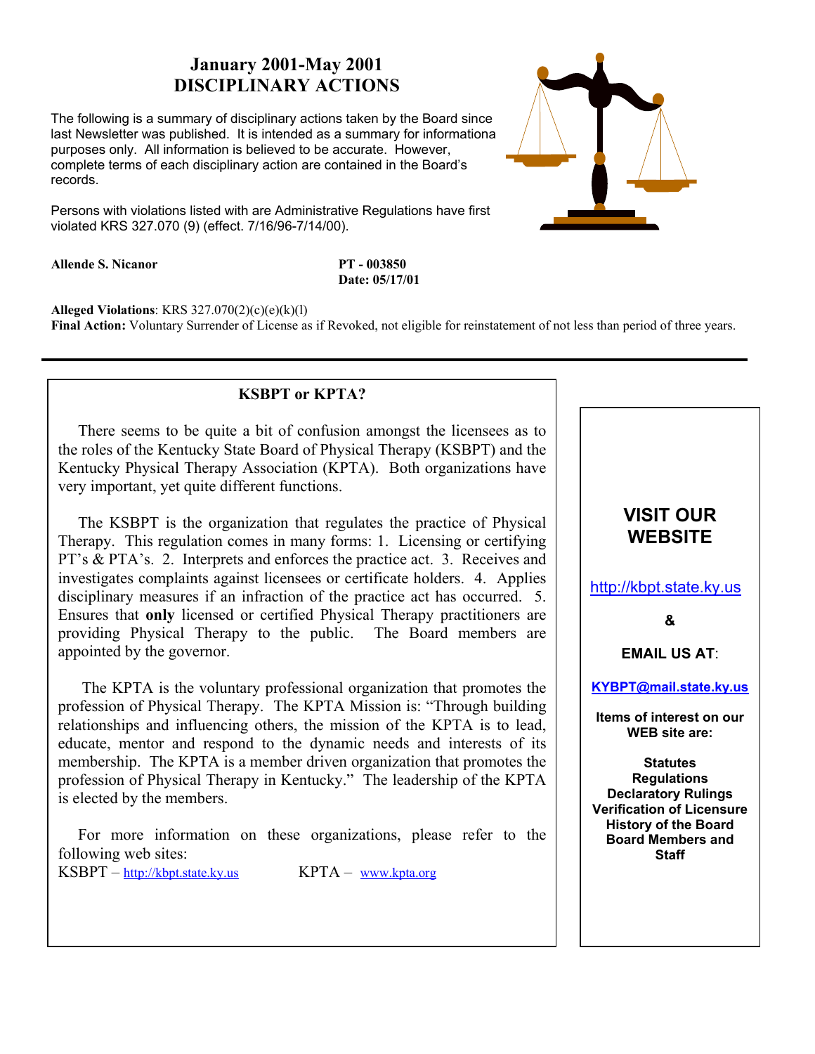## January 2001-May 2001
## DISCIPLINARY ACTIONS

The following is a summary of disciplinary actions taken by the Board since last Newsletter was published. It is intended as a summary for informationa purposes only. All information is believed to be accurate. However, complete terms of each disciplinary action are contained in the Board's records.

Persons with violations listed with are Administrative Regulations have first violated KRS 327.070 (9) (effect. 7/16/96-7/14/00).

**Allende S. Nicanor** — **PT - 003850**
**Date: 05/17/01**

**Alleged Violations**: KRS 327.070(2)(c)(e)(k)(l)
**Final Action:** Voluntary Surrender of License as if Revoked, not eligible for reinstatement of not less than period of three years.

---

### KSBPT or KPTA?

There seems to be quite a bit of confusion amongst the licensees as to the roles of the Kentucky State Board of Physical Therapy (KSBPT) and the Kentucky Physical Therapy Association (KPTA). Both organizations have very important, yet quite different functions.

The KSBPT is the organization that regulates the practice of Physical Therapy. This regulation comes in many forms: 1. Licensing or certifying PT's & PTA's. 2. Interprets and enforces the practice act. 3. Receives and investigates complaints against licensees or certificate holders. 4. Applies disciplinary measures if an infraction of the practice act has occurred. 5. Ensures that **only** licensed or certified Physical Therapy practitioners are providing Physical Therapy to the public. The Board members are appointed by the governor.

The KPTA is the voluntary professional organization that promotes the profession of Physical Therapy. The KPTA Mission is: "Through building relationships and influencing others, the mission of the KPTA is to lead, educate, mentor and respond to the dynamic needs and interests of its membership. The KPTA is a member driven organization that promotes the profession of Physical Therapy in Kentucky." The leadership of the KPTA is elected by the members.

For more information on these organizations, please refer to the following web sites:

KSBPT – http://kbpt.state.ky.us KPTA – www.kpta.org

---

### VISIT OUR WEBSITE

http://kbpt.state.ky.us

**&**

**EMAIL US AT**:

**KYBPT@mail.state.ky.us**

**Items of interest on our WEB site are:**

**Statutes**
**Regulations**
**Declaratory Rulings**
**Verification of Licensure**
**History of the Board**
**Board Members and Staff**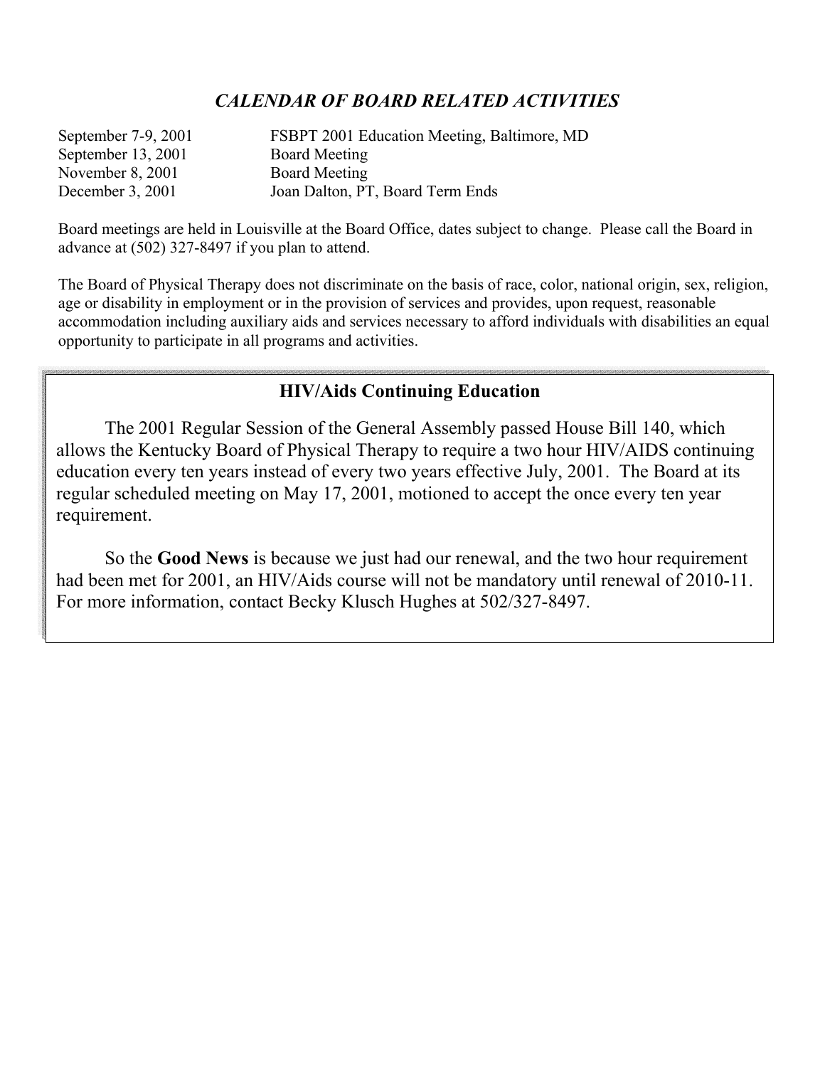## *CALENDAR OF BOARD RELATED ACTIVITIES*

| | |
|---|---|
| September 7-9, 2001 | FSBPT 2001 Education Meeting, Baltimore, MD |
| September 13, 2001 | Board Meeting |
| November 8, 2001 | Board Meeting |
| December 3, 2001 | Joan Dalton, PT, Board Term Ends |

Board meetings are held in Louisville at the Board Office, dates subject to change. Please call the Board in advance at (502) 327-8497 if you plan to attend.

The Board of Physical Therapy does not discriminate on the basis of race, color, national origin, sex, religion, age or disability in employment or in the provision of services and provides, upon request, reasonable accommodation including auxiliary aids and services necessary to afford individuals with disabilities an equal opportunity to participate in all programs and activities.

### HIV/Aids Continuing Education

The 2001 Regular Session of the General Assembly passed House Bill 140, which allows the Kentucky Board of Physical Therapy to require a two hour HIV/AIDS continuing education every ten years instead of every two years effective July, 2001. The Board at its regular scheduled meeting on May 17, 2001, motioned to accept the once every ten year requirement.

So the **Good News** is because we just had our renewal, and the two hour requirement had been met for 2001, an HIV/Aids course will not be mandatory until renewal of 2010-11. For more information, contact Becky Klusch Hughes at 502/327-8497.